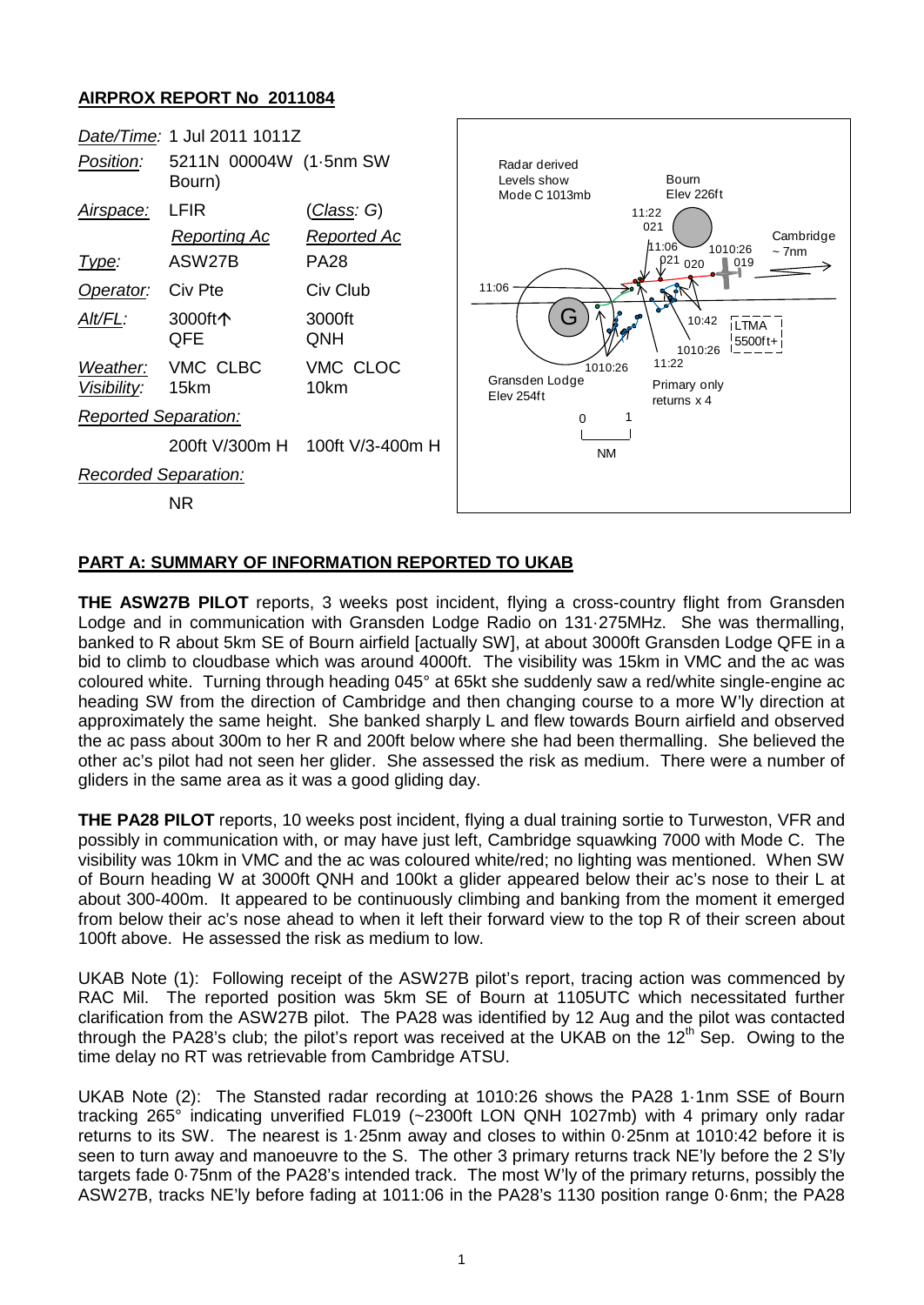## AIRPROX REPORT No 2011084

| *Date/Time:* | 1 Jul 2011 1011Z | |
|---|---|---|
| *Position:* | 5211N 00004W (1·5nm SW Bourn) | |
| *Airspace:* | LFIR | (*Class*: G) |
| | *Reporting Ac* | *Reported Ac* |
| *Type:* | ASW27B | PA28 |
| *Operator:* | Civ Pte | Civ Club |
| *Alt/FL:* | 3000ft↑ QFE | 3000ft QNH |
| *Weather:* | VMC CLBC | VMC CLOC |
| *Visibility:* | 15km | 10km |
| *Reported Separation:* | | |
| | 200ft V/300m H | 100ft V/3-400m H |
| *Recorded Separation:* | | |
| | NR | |

Radar derived Levels show Mode C 1013mb

Bourn Elev 226ft

Cambridge ~ 7nm

Gransden Lodge Elev 254ft

LTMA 5500ft+

Primary only returns x 4

0 1 NM

## PART A: SUMMARY OF INFORMATION REPORTED TO UKAB

**THE ASW27B PILOT** reports, 3 weeks post incident, flying a cross-country flight from Gransden Lodge and in communication with Gransden Lodge Radio on 131·275MHz. She was thermalling, banked to R about 5km SE of Bourn airfield [actually SW], at about 3000ft Gransden Lodge QFE in a bid to climb to cloudbase which was around 4000ft. The visibility was 15km in VMC and the ac was coloured white. Turning through heading 045° at 65kt she suddenly saw a red/white single-engine ac heading SW from the direction of Cambridge and then changing course to a more W'ly direction at approximately the same height. She banked sharply L and flew towards Bourn airfield and observed the ac pass about 300m to her R and 200ft below where she had been thermalling. She believed the other ac's pilot had not seen her glider. She assessed the risk as medium. There were a number of gliders in the same area as it was a good gliding day.

**THE PA28 PILOT** reports, 10 weeks post incident, flying a dual training sortie to Turweston, VFR and possibly in communication with, or may have just left, Cambridge squawking 7000 with Mode C. The visibility was 10km in VMC and the ac was coloured white/red; no lighting was mentioned. When SW of Bourn heading W at 3000ft QNH and 100kt a glider appeared below their ac's nose to their L at about 300-400m. It appeared to be continuously climbing and banking from the moment it emerged from below their ac's nose ahead to when it left their forward view to the top R of their screen about 100ft above. He assessed the risk as medium to low.

UKAB Note (1): Following receipt of the ASW27B pilot's report, tracing action was commenced by RAC Mil. The reported position was 5km SE of Bourn at 1105UTC which necessitated further clarification from the ASW27B pilot. The PA28 was identified by 12 Aug and the pilot was contacted through the PA28's club; the pilot's report was received at the UKAB on the 12[th] Sep. Owing to the time delay no RT was retrievable from Cambridge ATSU.

UKAB Note (2): The Stansted radar recording at 1010:26 shows the PA28 1·1nm SSE of Bourn tracking 265° indicating unverified FL019 (~2300ft LON QNH 1027mb) with 4 primary only radar returns to its SW. The nearest is 1·25nm away and closes to within 0·25nm at 1010:42 before it is seen to turn away and manoeuvre to the S. The other 3 primary returns track NE'ly before the 2 S'ly targets fade 0·75nm of the PA28's intended track. The most W'ly of the primary returns, possibly the ASW27B, tracks NE'ly before fading at 1011:06 in the PA28's 1130 position range 0·6nm; the PA28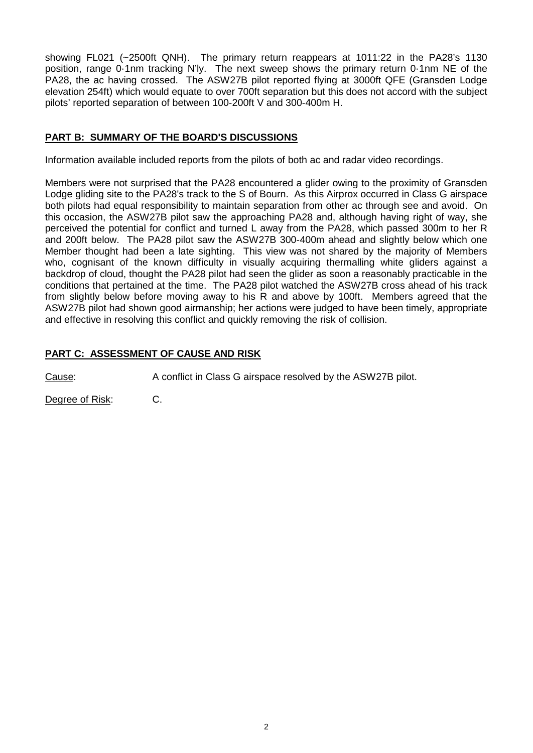showing FL021 (~2500ft QNH). The primary return reappears at 1011:22 in the PA28's 1130 position, range 0·1nm tracking N'ly. The next sweep shows the primary return 0·1nm NE of the PA28, the ac having crossed. The ASW27B pilot reported flying at 3000ft QFE (Gransden Lodge elevation 254ft) which would equate to over 700ft separation but this does not accord with the subject pilots' reported separation of between 100-200ft V and 300-400m H.

## PART B: SUMMARY OF THE BOARD'S DISCUSSIONS

Information available included reports from the pilots of both ac and radar video recordings.

Members were not surprised that the PA28 encountered a glider owing to the proximity of Gransden Lodge gliding site to the PA28's track to the S of Bourn. As this Airprox occurred in Class G airspace both pilots had equal responsibility to maintain separation from other ac through see and avoid. On this occasion, the ASW27B pilot saw the approaching PA28 and, although having right of way, she perceived the potential for conflict and turned L away from the PA28, which passed 300m to her R and 200ft below. The PA28 pilot saw the ASW27B 300-400m ahead and slightly below which one Member thought had been a late sighting. This view was not shared by the majority of Members who, cognisant of the known difficulty in visually acquiring thermalling white gliders against a backdrop of cloud, thought the PA28 pilot had seen the glider as soon a reasonably practicable in the conditions that pertained at the time. The PA28 pilot watched the ASW27B cross ahead of his track from slightly below before moving away to his R and above by 100ft. Members agreed that the ASW27B pilot had shown good airmanship; her actions were judged to have been timely, appropriate and effective in resolving this conflict and quickly removing the risk of collision.

## PART C: ASSESSMENT OF CAUSE AND RISK

Cause: A conflict in Class G airspace resolved by the ASW27B pilot.

Degree of Risk: C.